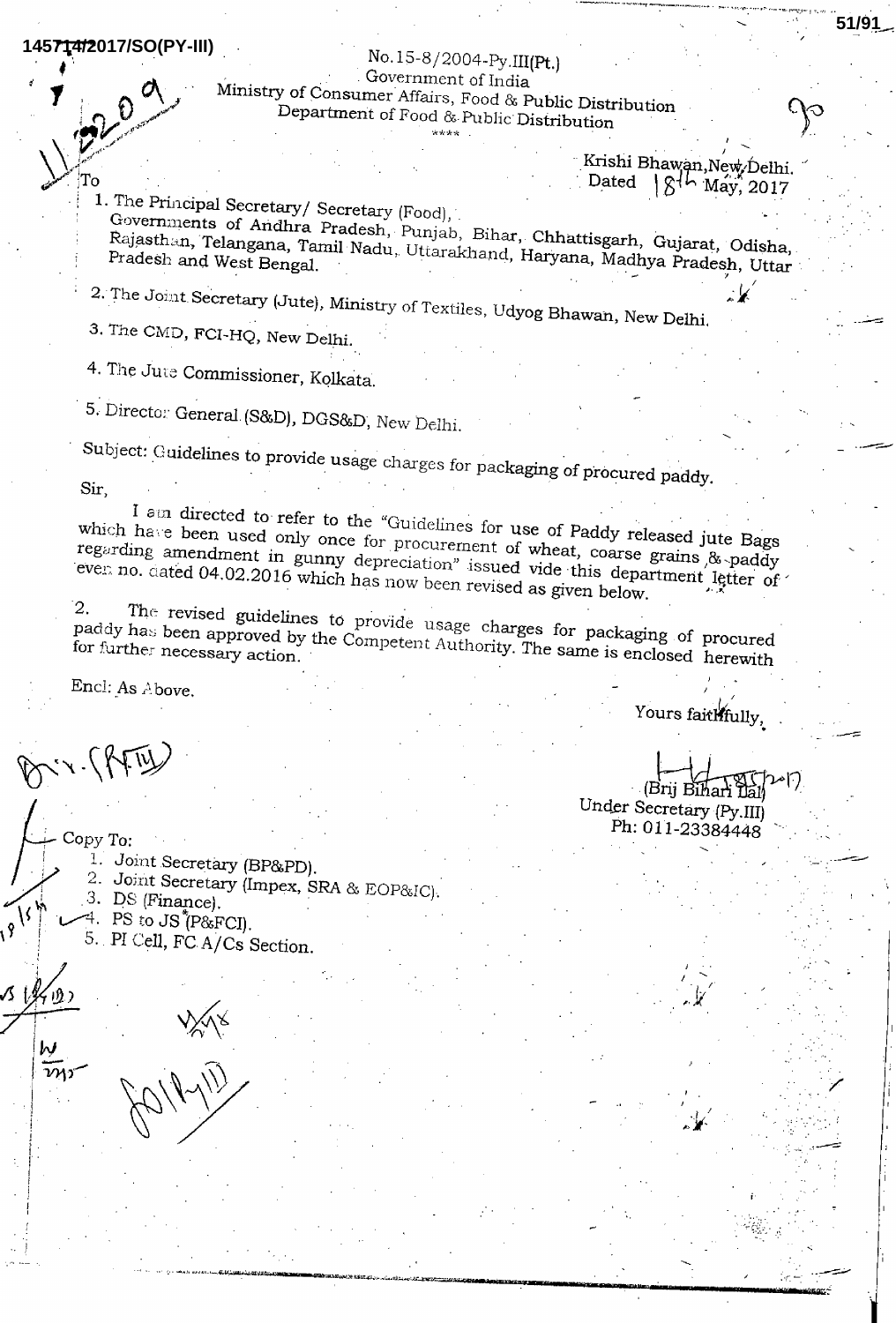145714/2017/SO(PY-III)

No.15-8/2004-Py.III(Pt.)
Government of India
Ministry of Consumer Affairs, Food & Public Distribution
Department of Food & Public Distribution
\*\*\*\*

Krishi Bhawan, New Delhi.
Dated 18th May, 2017

To

1. The Principal Secretary/ Secretary (Food),
   Governments of Andhra Pradesh, Punjab, Bihar, Chhattisgarh, Gujarat, Odisha, Rajasthan, Telangana, Tamil Nadu, Uttarakhand, Haryana, Madhya Pradesh, Uttar Pradesh and West Bengal.
2. The Joint Secretary (Jute), Ministry of Textiles, Udyog Bhawan, New Delhi.
3. The CMD, FCI-HQ, New Delhi.
4. The Jute Commissioner, Kolkata.
5. Director General (S&D), DGS&D, New Delhi.

Subject: Guidelines to provide usage charges for packaging of procured paddy.

Sir,

I am directed to refer to the "Guidelines for use of Paddy released jute Bags which have been used only once for procurement of wheat, coarse grains & paddy regarding amendment in gunny depreciation" issued vide this department letter of even no. dated 04.02.2016 which has now been revised as given below.

2. The revised guidelines to provide usage charges for packaging of procured paddy has been approved by the Competent Authority. The same is enclosed herewith for further necessary action.

Encl: As Above.

Yours faithfully,

(Brij Bihari Lal)
Under Secretary (Py.III)
Ph: 011-23384448

Copy To:

1. Joint Secretary (BP&PD).
2. Joint Secretary (Impex, SRA & EOP&IC).
3. DS (Finance).
4. PS to JS (P&FCI).
5. PI Cell, FC A/Cs Section.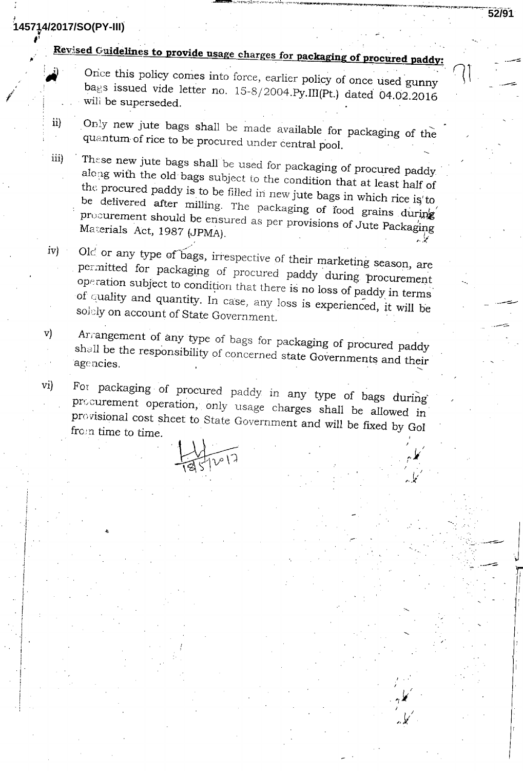145714/2017/SO(PY-III)

## Revised Guidelines to provide usage charges for packaging of procured paddy:

i) Once this policy comes into force, earlier policy of once used gunny bags issued vide letter no. 15-8/2004.Py.III(Pt.) dated 04.02.2016 will be superseded.

ii) Only new jute bags shall be made available for packaging of the quantum of rice to be procured under central pool.

iii) These new jute bags shall be used for packaging of procured paddy along with the old bags subject to the condition that at least half of the procured paddy is to be filled in new jute bags in which rice is to be delivered after milling. The packaging of food grains during procurement should be ensured as per provisions of Jute Packaging Materials Act, 1987 (JPMA).

iv) Old or any type of bags, irrespective of their marketing season, are permitted for packaging of procured paddy during procurement operation subject to condition that there is no loss of paddy in terms of quality and quantity. In case, any loss is experienced, it will be solely on account of State Government.

v) Arrangement of any type of bags for packaging of procured paddy shall be the responsibility of concerned state Governments and their agencies.

vi) For packaging of procured paddy in any type of bags during procurement operation, only usage charges shall be allowed in provisional cost sheet to State Government and will be fixed by GoI from time to time.

18/5/2017